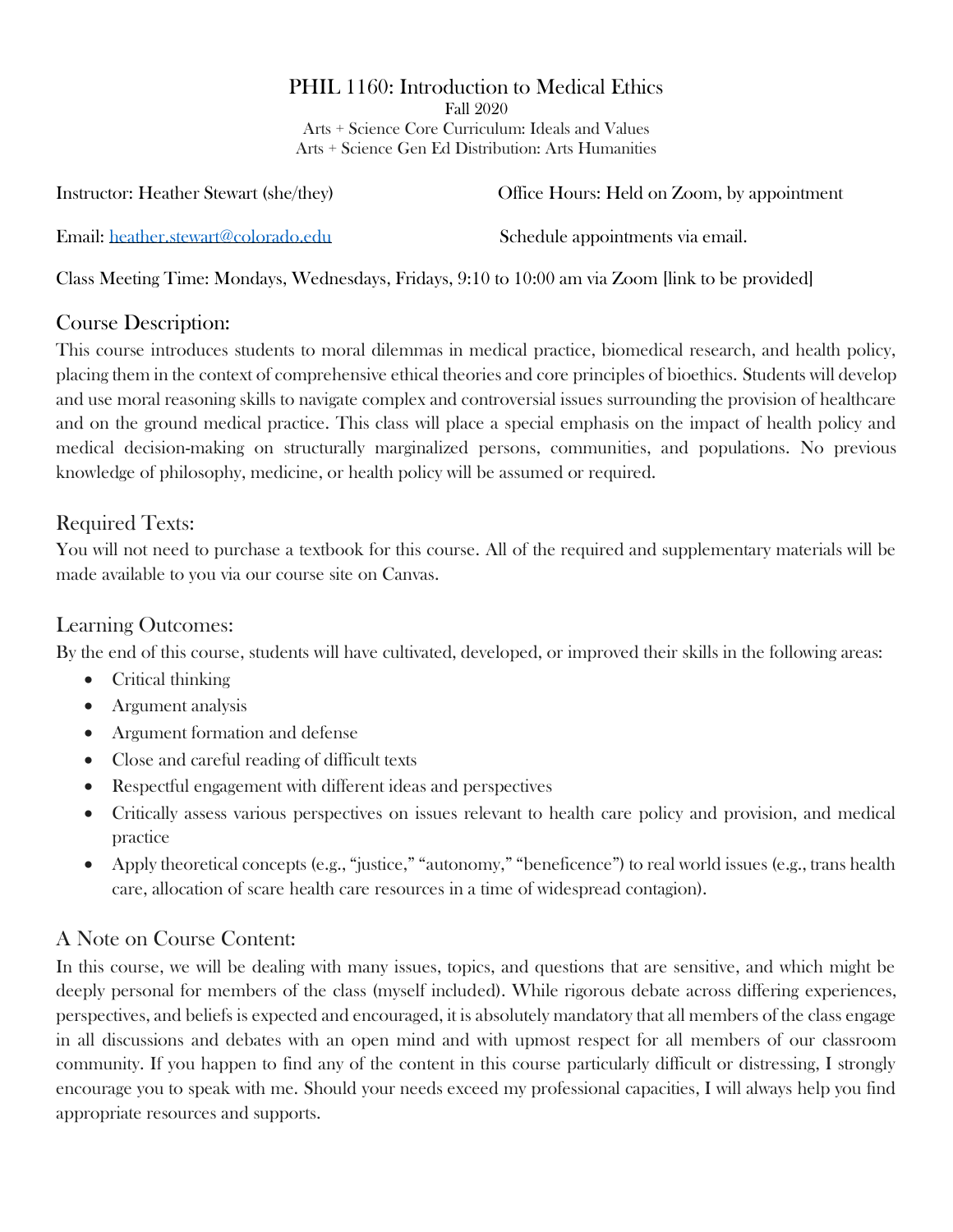# PHIL 1160: Introduction to Medical Ethics

Fall 2020

Arts + Science Core Curriculum: Ideals and Values

Arts + Science Gen Ed Distribution: Arts Humanities

Instructor: Heather Stewart (she/they)

Office Hours: Held on Zoom, by appointment

Email: heather.stewart@colorado.edu

Schedule appointments via email.

Class Meeting Time: Mondays, Wednesdays, Fridays, 9:10 to 10:00 am via Zoom [link to be provided]

## Course Description:

This course introduces students to moral dilemmas in medical practice, biomedical research, and health policy, placing them in the context of comprehensive ethical theories and core principles of bioethics. Students will develop and use moral reasoning skills to navigate complex and controversial issues surrounding the provision of healthcare and on the ground medical practice. This class will place a special emphasis on the impact of health policy and medical decision-making on structurally marginalized persons, communities, and populations. No previous knowledge of philosophy, medicine, or health policy will be assumed or required.

## Required Texts:

You will not need to purchase a textbook for this course. All of the required and supplementary materials will be made available to you via our course site on Canvas.

## Learning Outcomes:

By the end of this course, students will have cultivated, developed, or improved their skills in the following areas:

- Critical thinking
- Argument analysis
- Argument formation and defense
- Close and careful reading of difficult texts
- Respectful engagement with different ideas and perspectives
- Critically assess various perspectives on issues relevant to health care policy and provision, and medical practice
- Apply theoretical concepts (e.g., "justice," "autonomy," "beneficence") to real world issues (e.g., trans health care, allocation of scare health care resources in a time of widespread contagion).

## A Note on Course Content:

In this course, we will be dealing with many issues, topics, and questions that are sensitive, and which might be deeply personal for members of the class (myself included). While rigorous debate across differing experiences, perspectives, and beliefs is expected and encouraged, it is absolutely mandatory that all members of the class engage in all discussions and debates with an open mind and with upmost respect for all members of our classroom community. If you happen to find any of the content in this course particularly difficult or distressing, I strongly encourage you to speak with me. Should your needs exceed my professional capacities, I will always help you find appropriate resources and supports.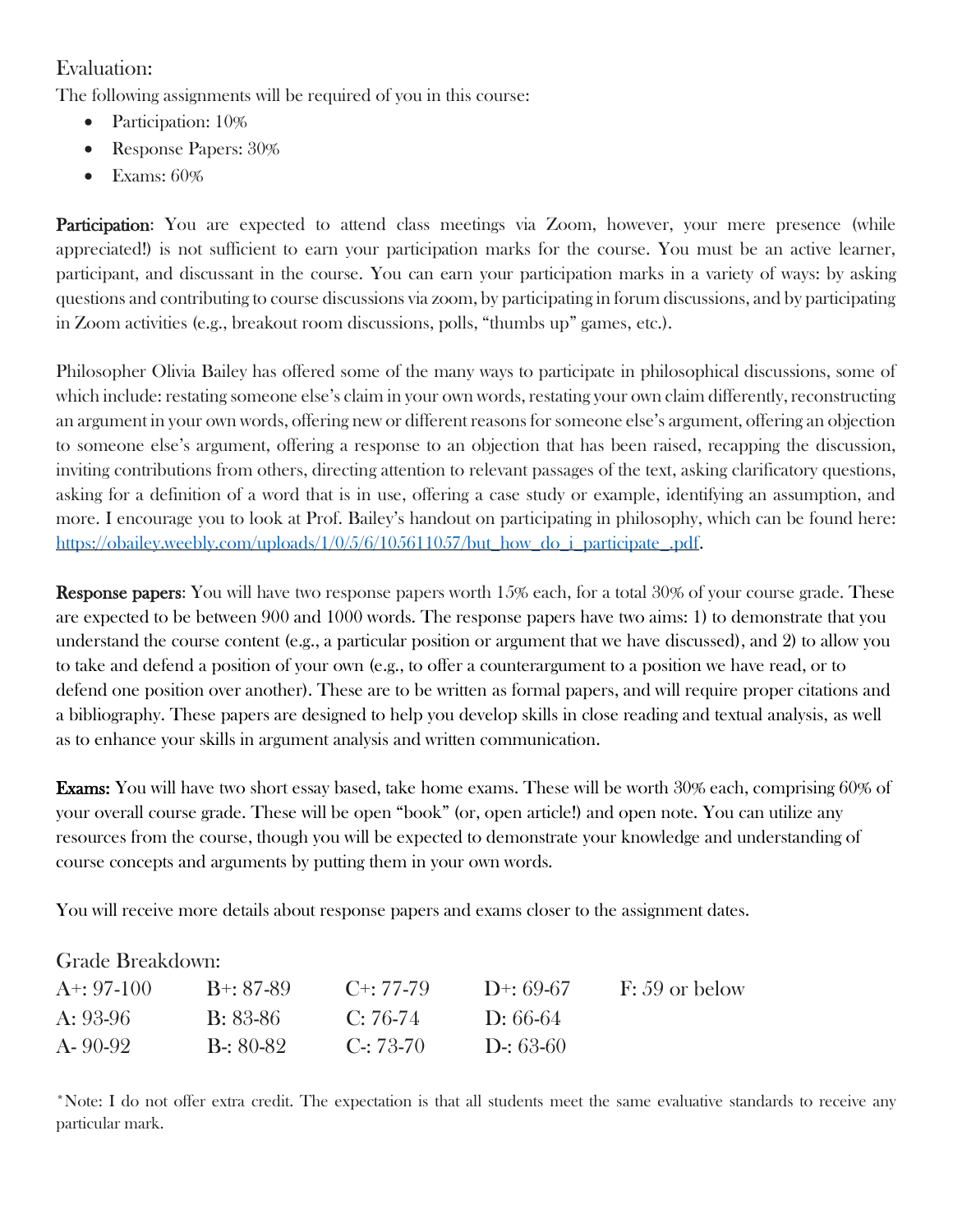## Evaluation:

The following assignments will be required of you in this course:

- Participation: 10%
- Response Papers: 30%
- Exams: 60%

**Participation**: You are expected to attend class meetings via Zoom, however, your mere presence (while appreciated!) is not sufficient to earn your participation marks for the course. You must be an active learner, participant, and discussant in the course. You can earn your participation marks in a variety of ways: by asking questions and contributing to course discussions via zoom, by participating in forum discussions, and by participating in Zoom activities (e.g., breakout room discussions, polls, "thumbs up" games, etc.).

Philosopher Olivia Bailey has offered some of the many ways to participate in philosophical discussions, some of which include: restating someone else's claim in your words, restating your own claim differently, reconstructing an argument in your own words, offering new or different reasons for someone else's argument, offering an objection to someone else's argument, offering a response to an objection that has been raised, recapping the discussion, inviting contributions from others, directing attention to relevant passages of the text, asking clarificatory questions, asking for a definition of a word that is in use, offering a case study or example, identifying an assumption, and more. I encourage you to look at Prof. Bailey's handout on participating in philosophy, which can be found here: https://obailey.weebly.com/uploads/1/0/5/6/105611057/but_how_do_i_participate_.pdf.

**Response papers**: You will have two response papers worth 15% each, for a total 30% of your course grade. These are expected to be between 900 and 1000 words. The response papers have two aims: 1) to demonstrate that you understand the course content (e.g., a particular position or argument that we have discussed), and 2) to allow you to take and defend a position of your own (e.g., to offer a counterargument to a position we have read, or to defend one position over another). These are to be written as formal papers, and will require proper citations and a bibliography. These papers are designed to help you develop skills in close reading and textual analysis, as well as to enhance your skills in argument analysis and written communication.

**Exams:** You will have two short essay based, take home exams. These will be worth 30% each, comprising 60% of your overall course grade. These will be open "book" (or, open article!) and open note. You can utilize any resources from the course, though you will be expected to demonstrate your knowledge and understanding of course concepts and arguments by putting them in your own words.

You will receive more details about response papers and exams closer to the assignment dates.

## Grade Breakdown:

| | | | | |
|---|---|---|---|---|
| A+: 97-100 | B+: 87-89 | C+: 77-79 | D+: 69-67 | F: 59 or below |
| A: 93-96 | B: 83-86 | C: 76-74 | D: 66-64 | |
| A- 90-92 | B-: 80-82 | C-: 73-70 | D-: 63-60 | |

*Note: I do not offer extra credit. The expectation is that all students meet the same evaluative standards to receive any particular mark.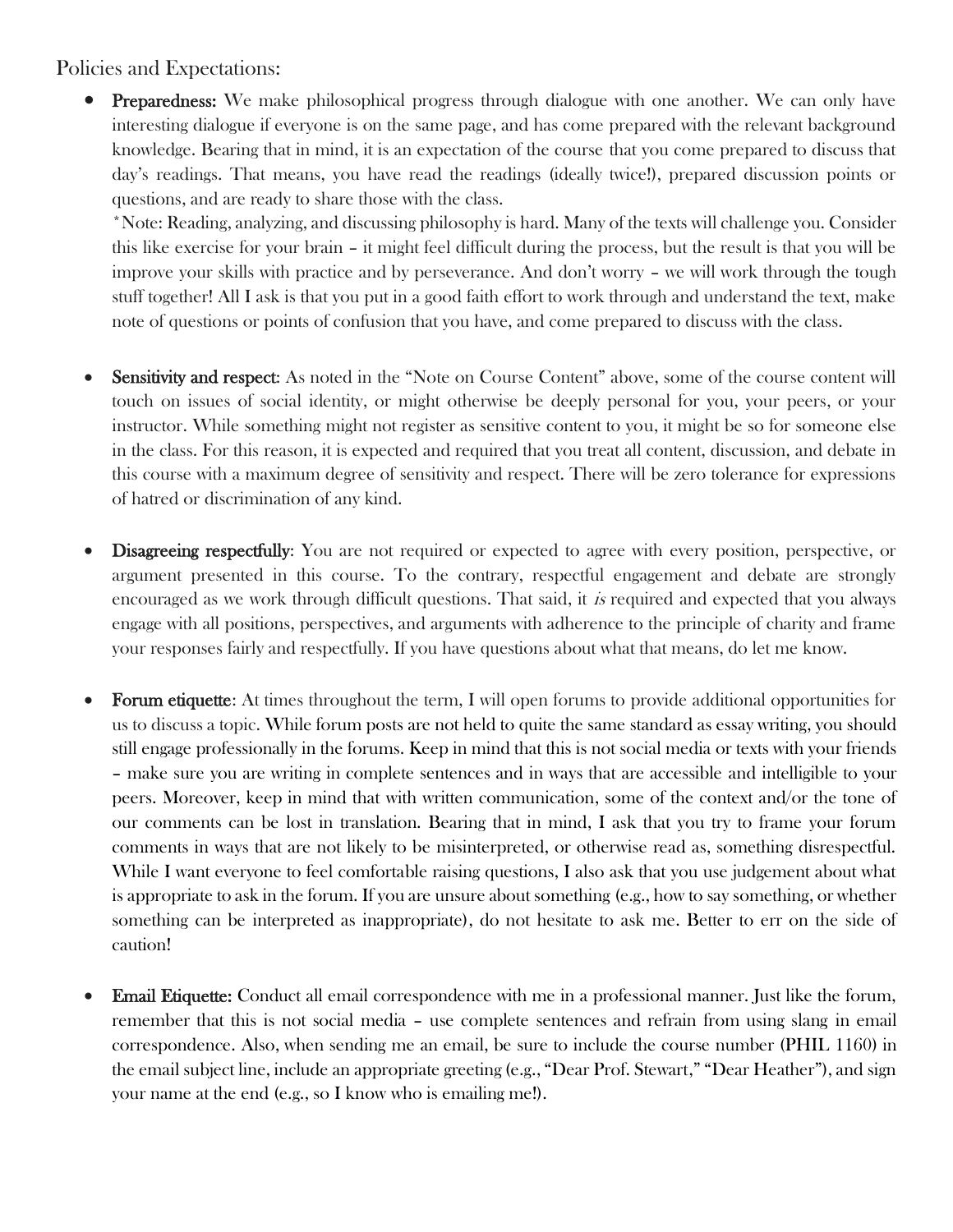Policies and Expectations:

- **Preparedness:** We make philosophical progress through dialogue with one another. We can only have interesting dialogue if everyone is on the same page, and has come prepared with the relevant background knowledge. Bearing that in mind, it is an expectation of the course that you come prepared to discuss that day's readings. That means, you have read the readings (ideally twice!), prepared discussion points or questions, and are ready to share those with the class.

  *Note: Reading, analyzing, and discussing philosophy is hard. Many of the texts will challenge you. Consider this like exercise for your brain – it might feel difficult during the process, but the result is that you will be improve your skills with practice and by perseverance. And don't worry – we will work through the tough stuff together! All I ask is that you put in a good faith effort to work through and understand the text, make note of questions or points of confusion that you have, and come prepared to discuss with the class.

- **Sensitivity and respect:** As noted in the "Note on Course Content" above, some of the course content will touch on issues of social identity, or might otherwise be deeply personal for you, your peers, or your instructor. While something might not register as sensitive content to you, it might be so for someone else in the class. For this reason, it is expected and required that you treat all content, discussion, and debate in this course with a maximum degree of sensitivity and respect. There will be zero tolerance for expressions of hatred or discrimination of any kind.

- **Disagreeing respectfully**: You are not required or expected to agree with every position, perspective, or argument presented in this course. To the contrary, respectful engagement and debate are strongly encouraged as we work through difficult questions. That said, it *is* required and expected that you always engage with all positions, perspectives, and arguments with adherence to the principle of charity and frame your responses fairly and respectfully. If you have questions about what that means, do let me know.

- **Forum etiquette**: At times throughout the term, I will open forums to provide additional opportunities for us to discuss a topic. While forum posts are not held to quite the same standard as essay writing, you should still engage professionally in the forums. Keep in mind that this is not social media or texts with your friends – make sure you are writing in complete sentences and in ways that are accessible and intelligible to your peers. Moreover, keep in mind that with written communication, some of the context and/or the tone of our comments can be lost in translation. Bearing that in mind, I ask that you try to frame your forum comments in ways that are not likely to be misinterpreted, or otherwise read as, something disrespectful. While I want everyone to feel comfortable raising questions, I also ask that you use judgement about what is appropriate to ask in the forum. If you are unsure about something (e.g., how to say something, or whether something can be interpreted as inappropriate), do not hesitate to ask me. Better to err on the side of caution!

- **Email Etiquette:** Conduct all email correspondence with me in a professional manner. Just like the forum, remember that this is not social media – use complete sentences and refrain from using slang in email correspondence. Also, when sending me an email, be sure to include the course number (PHIL 1160) in the email subject line, include an appropriate greeting (e.g., "Dear Prof. Stewart," "Dear Heather"), and sign your name at the end (e.g., so I know who is emailing me!).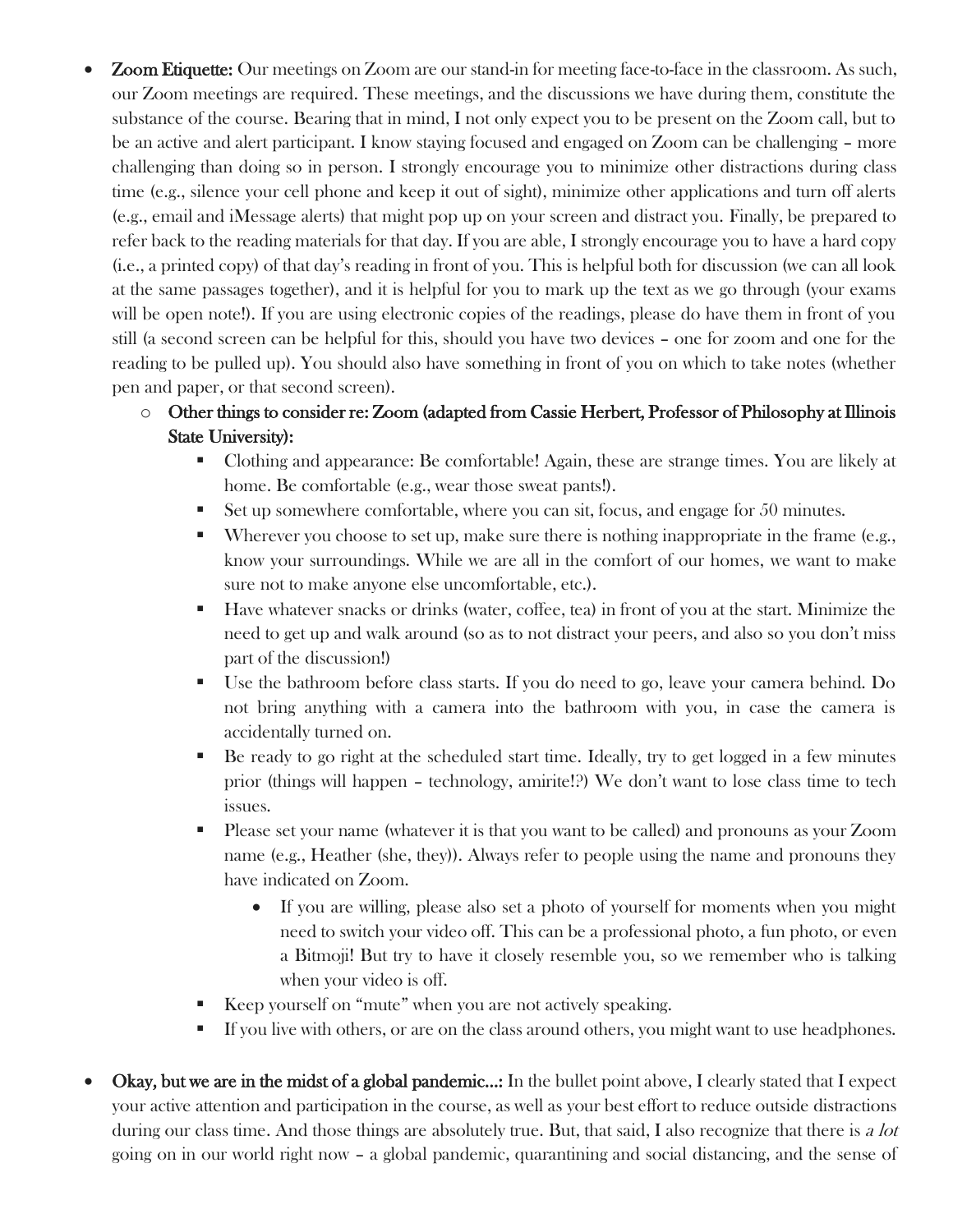- **Zoom Etiquette:** Our meetings on Zoom are our stand-in for meeting face-to-face in the classroom. As such, our Zoom meetings are required. These meetings, and the discussions we have during them, constitute the substance of the course. Bearing that in mind, I not only expect you to be present on the Zoom call, but to be an active and alert participant. I know staying focused and engaged on Zoom can be challenging – more challenging than doing so in person. I strongly encourage you to minimize other distractions during class time (e.g., silence your cell phone and keep it out of sight), minimize other applications and turn off alerts (e.g., email and iMessage alerts) that might pop up on your screen and distract you. Finally, be prepared to refer back to the reading materials for that day. If you are able, I strongly encourage you to have a hard copy (i.e., a printed copy) of that day's reading in front of you. This is helpful both for discussion (we can all look at the same passages together), and it is helpful for you to mark up the text as we go through (your exams will be open note!). If you are using electronic copies of the readings, please do have them in front of you still (a second screen can be helpful for this, should you have two devices – one for zoom and one for the reading to be pulled up). You should also have something in front of you on which to take notes (whether pen and paper, or that second screen).
    - **Other things to consider re: Zoom (adapted from Cassie Herbert, Professor of Philosophy at Illinois State University):**
        - Clothing and appearance: Be comfortable! Again, these are strange times. You are likely at home. Be comfortable (e.g., wear those sweat pants!).
        - Set up somewhere comfortable, where you can sit, focus, and engage for 50 minutes.
        - Wherever you choose to set up, make sure there is nothing inappropriate in the frame (e.g., know your surroundings. While we are all in the comfort of our homes, we want to make sure not to make anyone else uncomfortable, etc.).
        - Have whatever snacks or drinks (water, coffee, tea) in front of you at the start. Minimize the need to get up and walk around (so as to not distract your peers, and also so you don't miss part of the discussion!)
        - Use the bathroom before class starts. If you do need to go, leave your camera behind. Do not bring anything with a camera into the bathroom with you, in case the camera is accidentally turned on.
        - Be ready to go right at the scheduled start time. Ideally, try to get logged in a few minutes prior (things will happen – technology, amirite!?) We don't want to lose class time to tech issues.
        - Please set your name (whatever it is that you want to be called) and pronouns as your Zoom name (e.g., Heather (she, they)). Always refer to people using the name and pronouns they have indicated on Zoom.
            - If you are willing, please also set a photo of yourself for moments when you might need to switch your video off. This can be a professional photo, a fun photo, or even a Bitmoji! But try to have it closely resemble you, so we remember who is talking when your video is off.
        - Keep yourself on "mute" when you are not actively speaking.
        - If you live with others, or are on the class around others, you might want to use headphones.

- **Okay, but we are in the midst of a global pandemic…:** In the bullet point above, I clearly stated that I expect your active attention and participation in the course, as well as your best effort to reduce outside distractions during our class time. And those things are absolutely true. But, that said, I also recognize that there is *a lot* going on in our world right now – a global pandemic, quarantining and social distancing, and the sense of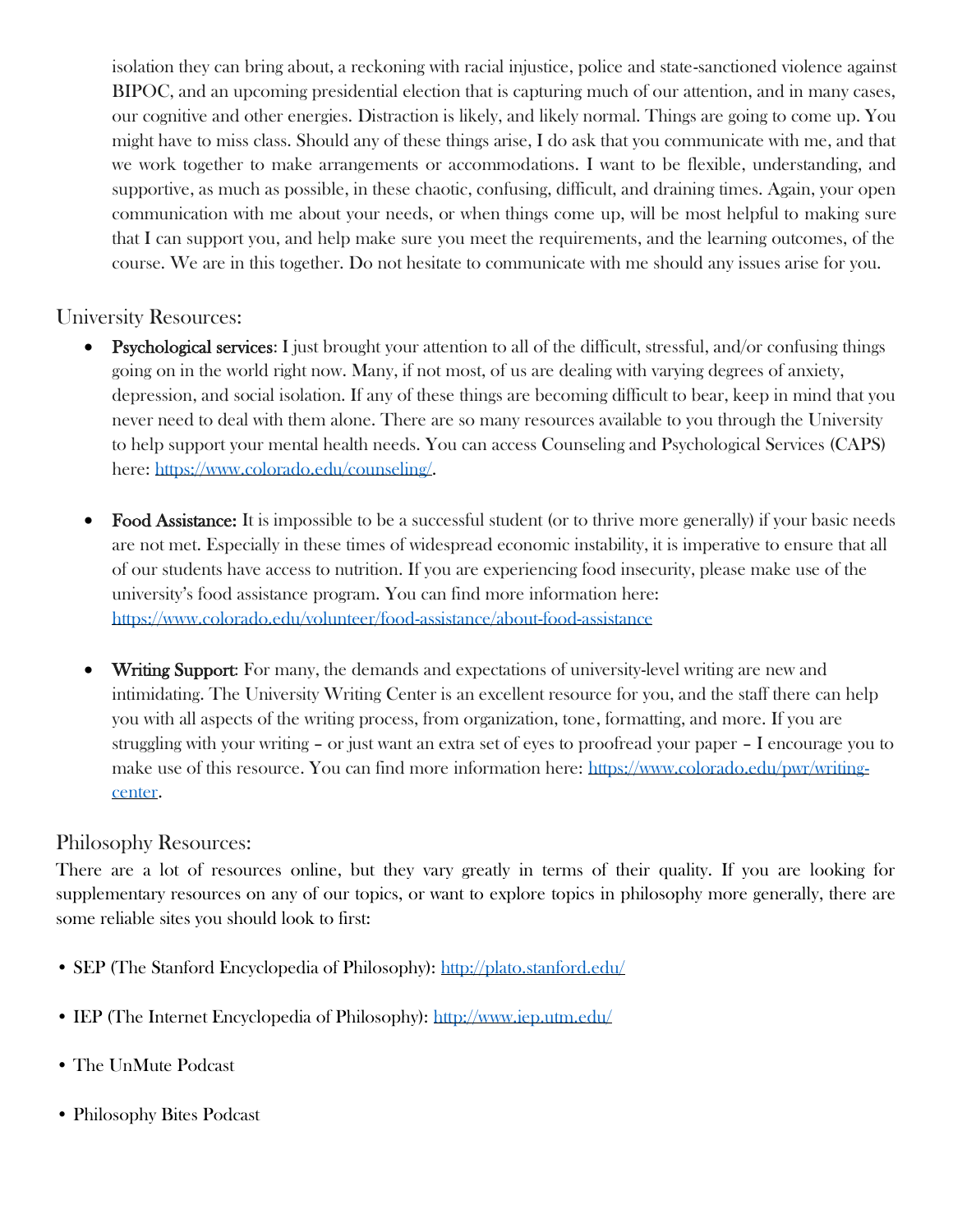isolation they can bring about, a reckoning with racial injustice, police and state-sanctioned violence against BIPOC, and an upcoming presidential election that is capturing much of our attention, and in many cases, our cognitive and other energies. Distraction is likely, and likely normal. Things are going to come up. You might have to miss class. Should any of these things arise, I do ask that you communicate with me, and that we work together to make arrangements or accommodations. I want to be flexible, understanding, and supportive, as much as possible, in these chaotic, confusing, difficult, and draining times. Again, your open communication with me about your needs, or when things come up, will be most helpful to making sure that I can support you, and help make sure you meet the requirements, and the learning outcomes, of the course. We are in this together. Do not hesitate to communicate with me should any issues arise for you.

## University Resources:

- **Psychological services**: I just brought your attention to all of the difficult, stressful, and/or confusing things going on in the world right now. Many, if not most, of us are dealing with varying degrees of anxiety, depression, and social isolation. If any of these things are becoming difficult to bear, keep in mind that you never need to deal with them alone. There are so many resources available to you through the University to help support your mental health needs. You can access Counseling and Psychological Services (CAPS) here: https://www.colorado.edu/counseling/.

- **Food Assistance:** It is impossible to be a successful student (or to thrive more generally) if your basic needs are not met. Especially in these times of widespread economic instability, it is imperative to ensure that all of our students have access to nutrition. If you are experiencing food insecurity, please make use of the university's food assistance program. You can find more information here: https://www.colorado.edu/volunteer/food-assistance/about-food-assistance

- **Writing Support**: For many, the demands and expectations of university-level writing are new and intimidating. The University Writing Center is an excellent resource for you, and the staff there can help you with all aspects of the writing process, from organization, tone, formatting, and more. If you are struggling with your writing – or just want an extra set of eyes to proofread your paper – I encourage you to make use of this resource. You can find more information here: https://www.colorado.edu/pwr/writing-center.

## Philosophy Resources:

There are a lot of resources online, but they vary greatly in terms of their quality. If you are looking for supplementary resources on any of our topics, or want to explore topics in philosophy more generally, there are some reliable sites you should look to first:

- SEP (The Stanford Encyclopedia of Philosophy): http://plato.stanford.edu/

- IEP (The Internet Encyclopedia of Philosophy): http://www.iep.utm.edu/

- The UnMute Podcast

- Philosophy Bites Podcast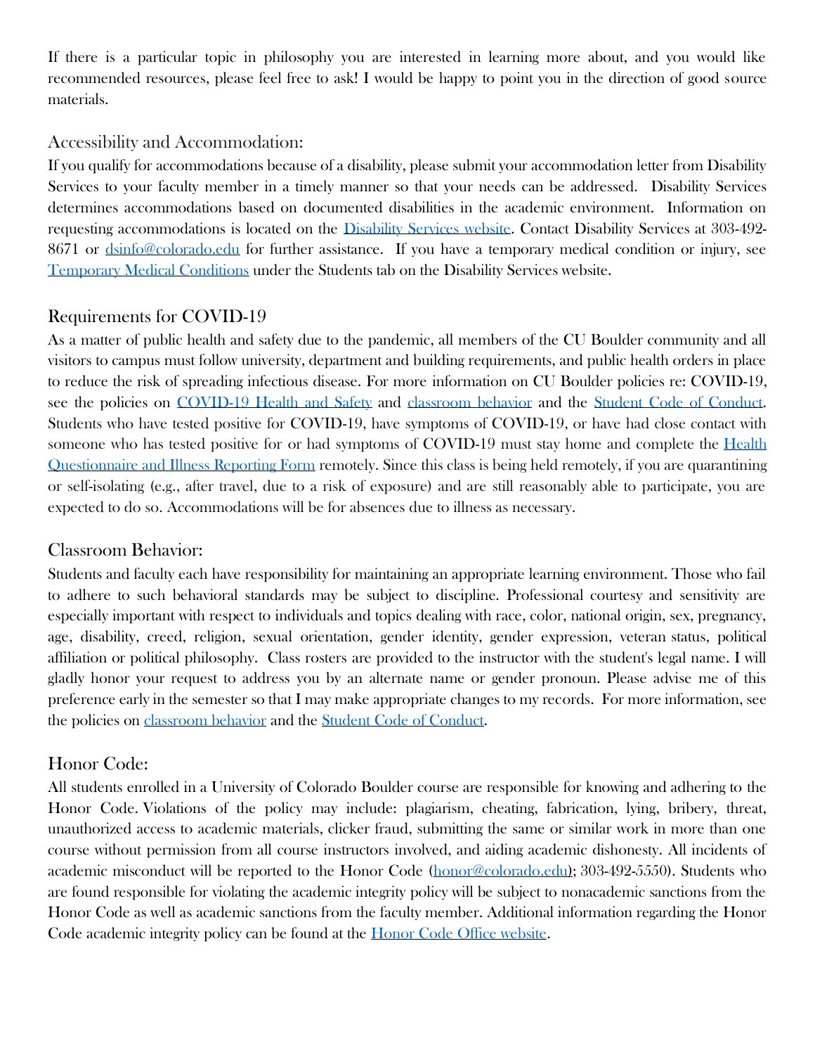If there is a particular topic in philosophy you are interested in learning more about, and you would like recommended resources, please feel free to ask! I would be happy to point you in the direction of good source materials.

## Accessibility and Accommodation:

If you qualify for accommodations because of a disability, please submit your accommodation letter from Disability Services to your faculty member in a timely manner so that your needs can be addressed. Disability Services determines accommodations based on documented disabilities in the academic environment. Information on requesting accommodations is located on the [Disability Services website](). Contact Disability Services at 303-492-8671 or [dsinfo@colorado.edu]() for further assistance. If you have a temporary medical condition or injury, see [Temporary Medical Conditions]() under the Students tab on the Disability Services website.

## Requirements for COVID-19

As a matter of public health and safety due to the pandemic, all members of the CU Boulder community and all visitors to campus must follow university, department and building requirements, and public health orders in place to reduce the risk of spreading infectious disease. For more information on CU Boulder policies re: COVID-19, see the policies on [COVID-19 Health and Safety]() and [classroom behavior]() and the [Student Code of Conduct](). Students who have tested positive for COVID-19, have symptoms of COVID-19, or have had close contact with someone who has tested positive for or had symptoms of COVID-19 must stay home and complete the [Health Questionnaire and Illness Reporting Form]() remotely. Since this class is being held remotely, if you are quarantining or self-isolating (e.g., after travel, due to a risk of exposure) and are still reasonably able to participate, you are expected to do so. Accommodations will be for absences due to illness as necessary.

## Classroom Behavior:

Students and faculty each have responsibility for maintaining an appropriate learning environment. Those who fail to adhere to such behavioral standards may be subject to discipline. Professional courtesy and sensitivity are especially important with respect to individuals and topics dealing with race, color, national origin, sex, pregnancy, age, disability, creed, religion, sexual orientation, gender identity, gender expression, veteran status, political affiliation or political philosophy. Class rosters are provided to the instructor with the student's legal name. I will gladly honor your request to address you by an alternate name or gender pronoun. Please advise me of this preference early in the semester so that I may make appropriate changes to my records. For more information, see the policies on [classroom behavior]() and the [Student Code of Conduct]().

## Honor Code:

All students enrolled in a University of Colorado Boulder course are responsible for knowing and adhering to the Honor Code. Violations of the policy may include: plagiarism, cheating, fabrication, lying, bribery, threat, unauthorized access to academic materials, clicker fraud, submitting the same or similar work in more than one course without permission from all course instructors involved, and aiding academic dishonesty. All incidents of academic misconduct will be reported to the Honor Code ([honor@colorado.edu]()); 303-492-5550). Students who are found responsible for violating the academic integrity policy will be subject to nonacademic sanctions from the Honor Code as well as academic sanctions from the faculty member. Additional information regarding the Honor Code academic integrity policy can be found at the [Honor Code Office website]().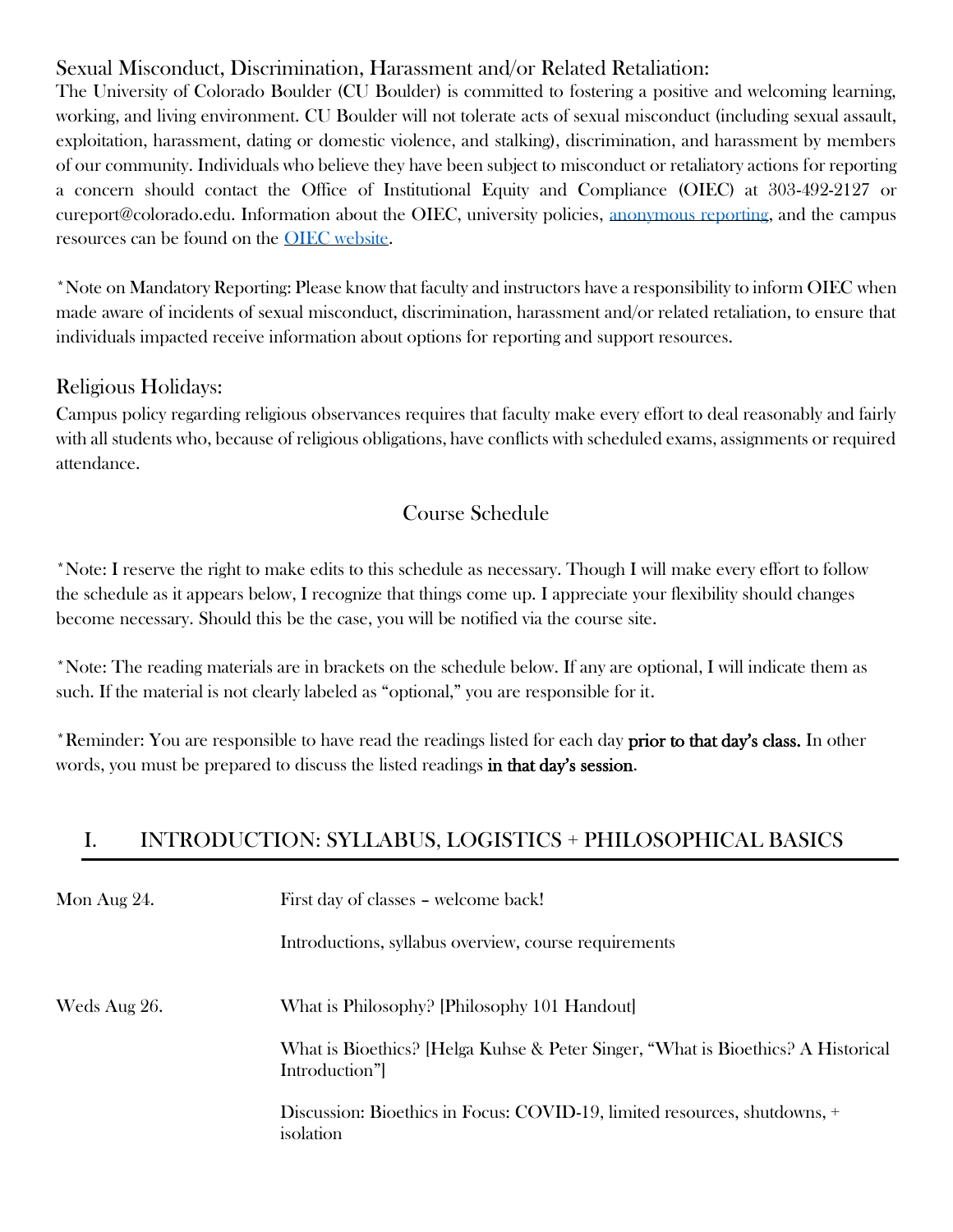## Sexual Misconduct, Discrimination, Harassment and/or Related Retaliation:

The University of Colorado Boulder (CU Boulder) is committed to fostering a positive and welcoming learning, working, and living environment. CU Boulder will not tolerate acts of sexual misconduct (including sexual assault, exploitation, harassment, dating or domestic violence, and stalking), discrimination, and harassment by members of our community. Individuals who believe they have been subject to misconduct or retaliatory actions for reporting a concern should contact the Office of Institutional Equity and Compliance (OIEC) at 303-492-2127 or cureport@colorado.edu. Information about the OIEC, university policies, anonymous reporting, and the campus resources can be found on the OIEC website.

*Note on Mandatory Reporting: Please know that faculty and instructors have a responsibility to inform OIEC when made aware of incidents of sexual misconduct, discrimination, harassment and/or related retaliation, to ensure that individuals impacted receive information about options for reporting and support resources.

## Religious Holidays:

Campus policy regarding religious observances requires that faculty make every effort to deal reasonably and fairly with all students who, because of religious obligations, have conflicts with scheduled exams, assignments or required attendance.

# Course Schedule

*Note: I reserve the right to make edits to this schedule as necessary. Though I will make every effort to follow the schedule as it appears below, I recognize that things come up. I appreciate your flexibility should changes become necessary. Should this be the case, you will be notified via the course site.

*Note: The reading materials are in brackets on the schedule below. If any are optional, I will indicate them as such. If the material is not clearly labeled as "optional," you are responsible for it.

*Reminder: You are responsible to have read the readings listed for each day **prior to that day's class.** In other words, you must be prepared to discuss the listed readings **in that day's session**.

## I. INTRODUCTION: SYLLABUS, LOGISTICS + PHILOSOPHICAL BASICS

| | |
|---|---|
| Mon Aug 24. | First day of classes – welcome back!<br><br>Introductions, syllabus overview, course requirements |
| Weds Aug 26. | What is Philosophy? [Philosophy 101 Handout]<br><br>What is Bioethics? [Helga Kuhse & Peter Singer, "What is Bioethics? A Historical Introduction"]<br><br>Discussion: Bioethics in Focus: COVID-19, limited resources, shutdowns, + isolation |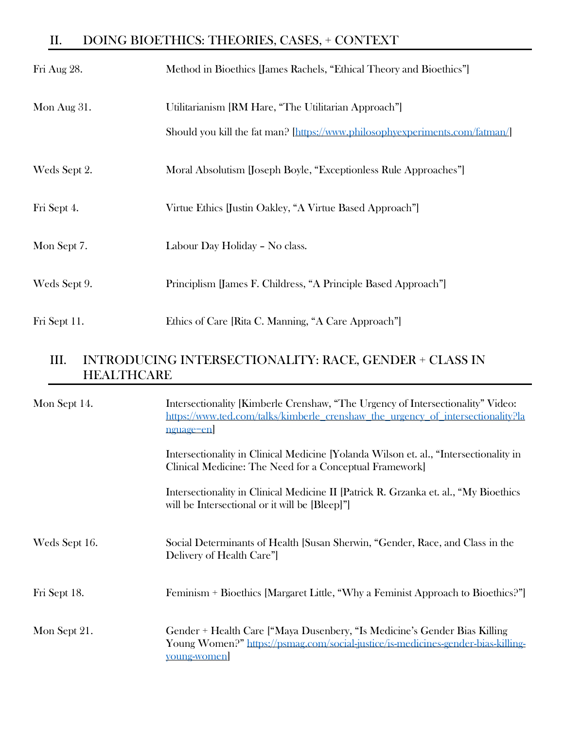## II. DOING BIOETHICS: THEORIES, CASES, + CONTEXT

| | |
|---|---|
| Fri Aug 28. | Method in Bioethics [James Rachels, "Ethical Theory and Bioethics"] |
| Mon Aug 31. | Utilitarianism [RM Hare, "The Utilitarian Approach"]<br><br>Should you kill the fat man? [https://www.philosophyexperiments.com/fatman/] |
| Weds Sept 2. | Moral Absolutism [Joseph Boyle, "Exceptionless Rule Approaches"] |
| Fri Sept 4. | Virtue Ethics [Justin Oakley, "A Virtue Based Approach"] |
| Mon Sept 7. | Labour Day Holiday – No class. |
| Weds Sept 9. | Principlism [James F. Childress, "A Principle Based Approach"] |
| Fri Sept 11. | Ethics of Care [Rita C. Manning, "A Care Approach"] |

## III. INTRODUCING INTERSECTIONALITY: RACE, GENDER + CLASS IN HEALTHCARE

| | |
|---|---|
| Mon Sept 14. | Intersectionality [Kimberle Crenshaw, "The Urgency of Intersectionality" Video: https://www.ted.com/talks/kimberle_crenshaw_the_urgency_of_intersectionality?language=en]<br><br>Intersectionality in Clinical Medicine [Yolanda Wilson et. al., "Intersectionality in Clinical Medicine: The Need for a Conceptual Framework]<br><br>Intersectionality in Clinical Medicine II [Patrick R. Grzanka et. al., "My Bioethics will be Intersectional or it will be [Bleep]"] |
| Weds Sept 16. | Social Determinants of Health [Susan Sherwin, "Gender, Race, and Class in the Delivery of Health Care"] |
| Fri Sept 18. | Feminism + Bioethics [Margaret Little, "Why a Feminist Approach to Bioethics?"] |
| Mon Sept 21. | Gender + Health Care ["Maya Dusenbery, "Is Medicine's Gender Bias Killing Young Women?" https://psmag.com/social-justice/is-medicines-gender-bias-killing-young-women] |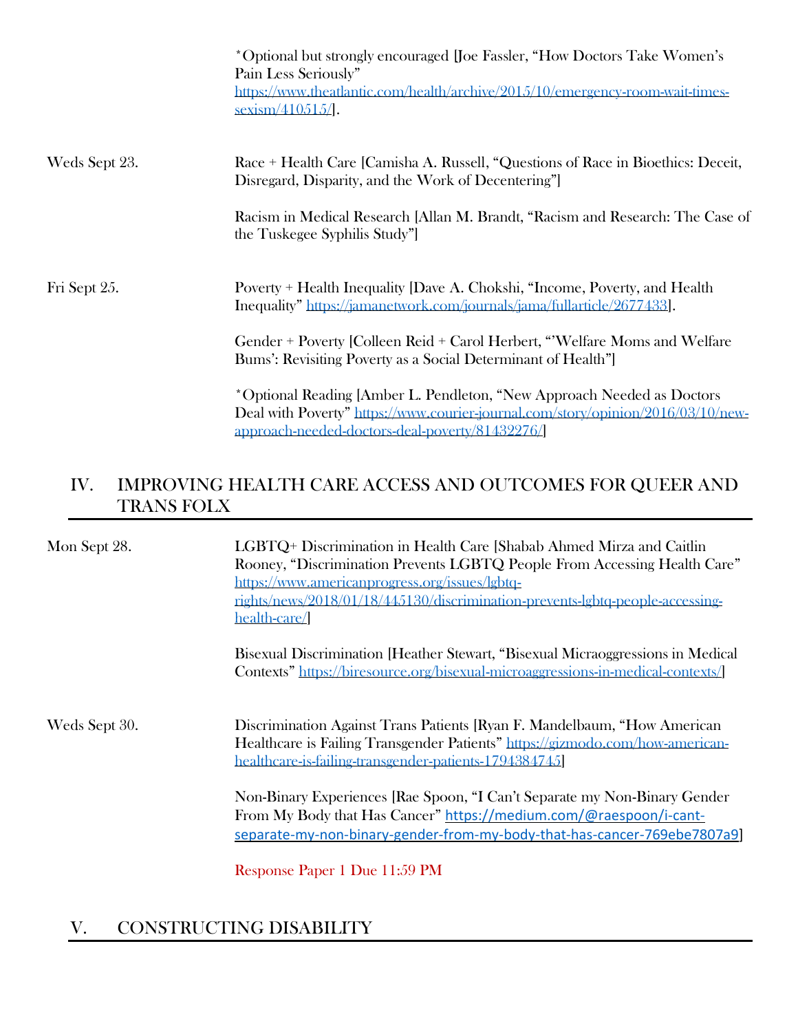*Optional but strongly encouraged [Joe Fassler, "How Doctors Take Women's Pain Less Seriously" https://www.theatlantic.com/health/archive/2015/10/emergency-room-wait-times-sexism/410515/].

| | |
|---|---|
| Weds Sept 23. | Race + Health Care [Camisha A. Russell, "Questions of Race in Bioethics: Deceit, Disregard, Disparity, and the Work of Decentering"]<br><br>Racism in Medical Research [Allan M. Brandt, "Racism and Research: The Case of the Tuskegee Syphilis Study"] |
| Fri Sept 25. | Poverty + Health Inequality [Dave A. Chokshi, "Income, Poverty, and Health Inequality" https://jamanetwork.com/journals/jama/fullarticle/2677433].<br><br>Gender + Poverty [Colleen Reid + Carol Herbert, "'Welfare Moms and Welfare Bums': Revisiting Poverty as a Social Determinant of Health"]<br><br>*Optional Reading [Amber L. Pendleton, "New Approach Needed as Doctors Deal with Poverty" https://www.courier-journal.com/story/opinion/2016/03/10/new-approach-needed-doctors-deal-poverty/81432276/] |

## IV. IMPROVING HEALTH CARE ACCESS AND OUTCOMES FOR QUEER AND TRANS FOLX

| | |
|---|---|
| Mon Sept 28. | LGBTQ+ Discrimination in Health Care [Shabab Ahmed Mirza and Caitlin Rooney, "Discrimination Prevents LGBTQ People From Accessing Health Care" https://www.americanprogress.org/issues/lgbtq-rights/news/2018/01/18/445130/discrimination-prevents-lgbtq-people-accessing-health-care/]<br><br>Bisexual Discrimination [Heather Stewart, "Bisexual Micraoggressions in Medical Contexts" https://biresource.org/bisexual-microaggressions-in-medical-contexts/] |
| Weds Sept 30. | Discrimination Against Trans Patients [Ryan F. Mandelbaum, "How American Healthcare is Failing Transgender Patients" https://gizmodo.com/how-american-healthcare-is-failing-transgender-patients-1794384745]<br><br>Non-Binary Experiences [Rae Spoon, "I Can't Separate my Non-Binary Gender From My Body that Has Cancer" https://medium.com/@raespoon/i-cant-separate-my-non-binary-gender-from-my-body-that-has-cancer-769ebe7807a9]<br><br>Response Paper 1 Due 11:59 PM |

## V. CONSTRUCTING DISABILITY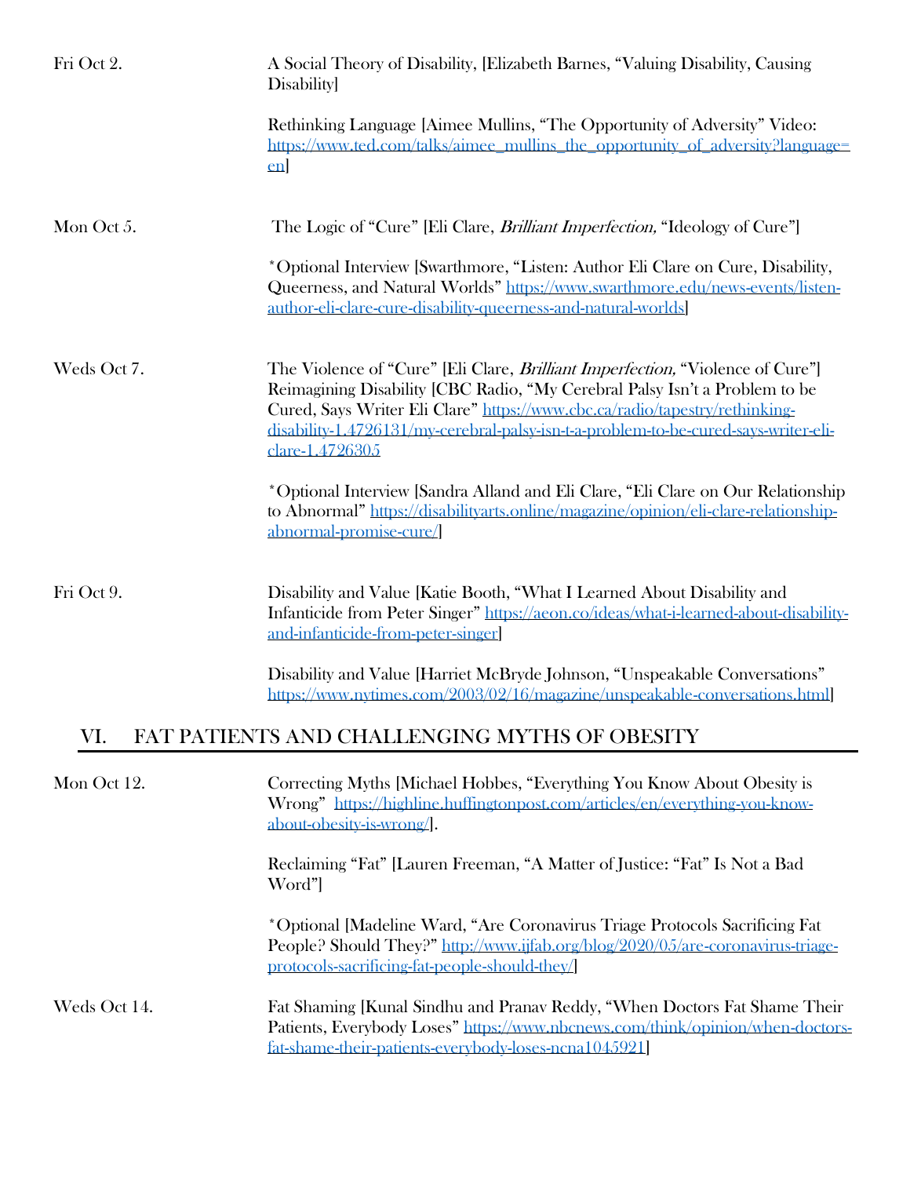| | |
|---|---|
| Fri Oct 2. | A Social Theory of Disability, [Elizabeth Barnes, "Valuing Disability, Causing Disability]<br><br>Rethinking Language [Aimee Mullins, "The Opportunity of Adversity" Video: https://www.ted.com/talks/aimee_mullins_the_opportunity_of_adversity?language=en] |
| Mon Oct 5. | The Logic of "Cure" [Eli Clare, *Brilliant Imperfection,* "Ideology of Cure"]<br><br>*Optional Interview [Swarthmore, "Listen: Author Eli Clare on Cure, Disability, Queerness, and Natural Worlds" https://www.swarthmore.edu/news-events/listen-author-eli-clare-cure-disability-queerness-and-natural-worlds] |
| Weds Oct 7. | The Violence of "Cure" [Eli Clare, *Brilliant Imperfection,* "Violence of Cure"]<br>Reimagining Disability [CBC Radio, "My Cerebral Palsy Isn't a Problem to be Cured, Says Writer Eli Clare" https://www.cbc.ca/radio/tapestry/rethinking-disability-1.4726131/my-cerebral-palsy-isn-t-a-problem-to-be-cured-says-writer-eli-clare-1.4726305<br><br>*Optional Interview [Sandra Alland and Eli Clare, "Eli Clare on Our Relationship to Abnormal" https://disabilityarts.online/magazine/opinion/eli-clare-relationship-abnormal-promise-cure/] |
| Fri Oct 9. | Disability and Value [Katie Booth, "What I Learned About Disability and Infanticide from Peter Singer" https://aeon.co/ideas/what-i-learned-about-disability-and-infanticide-from-peter-singer]<br><br>Disability and Value [Harriet McBryde Johnson, "Unspeakable Conversations" https://www.nytimes.com/2003/02/16/magazine/unspeakable-conversations.html] |

## VI. FAT PATIENTS AND CHALLENGING MYTHS OF OBESITY

| | |
|---|---|
| Mon Oct 12. | Correcting Myths [Michael Hobbes, "Everything You Know About Obesity is Wrong" https://highline.huffingtonpost.com/articles/en/everything-you-know-about-obesity-is-wrong/].<br><br>Reclaiming "Fat" [Lauren Freeman, "A Matter of Justice: "Fat" Is Not a Bad Word"]<br><br>*Optional [Madeline Ward, "Are Coronavirus Triage Protocols Sacrificing Fat People? Should They?" http://www.ijfab.org/blog/2020/05/are-coronavirus-triage-protocols-sacrificing-fat-people-should-they/] |
| Weds Oct 14. | Fat Shaming [Kunal Sindhu and Pranav Reddy, "When Doctors Fat Shame Their Patients, Everybody Loses" https://www.nbcnews.com/think/opinion/when-doctors-fat-shame-their-patients-everybody-loses-ncna1045921] |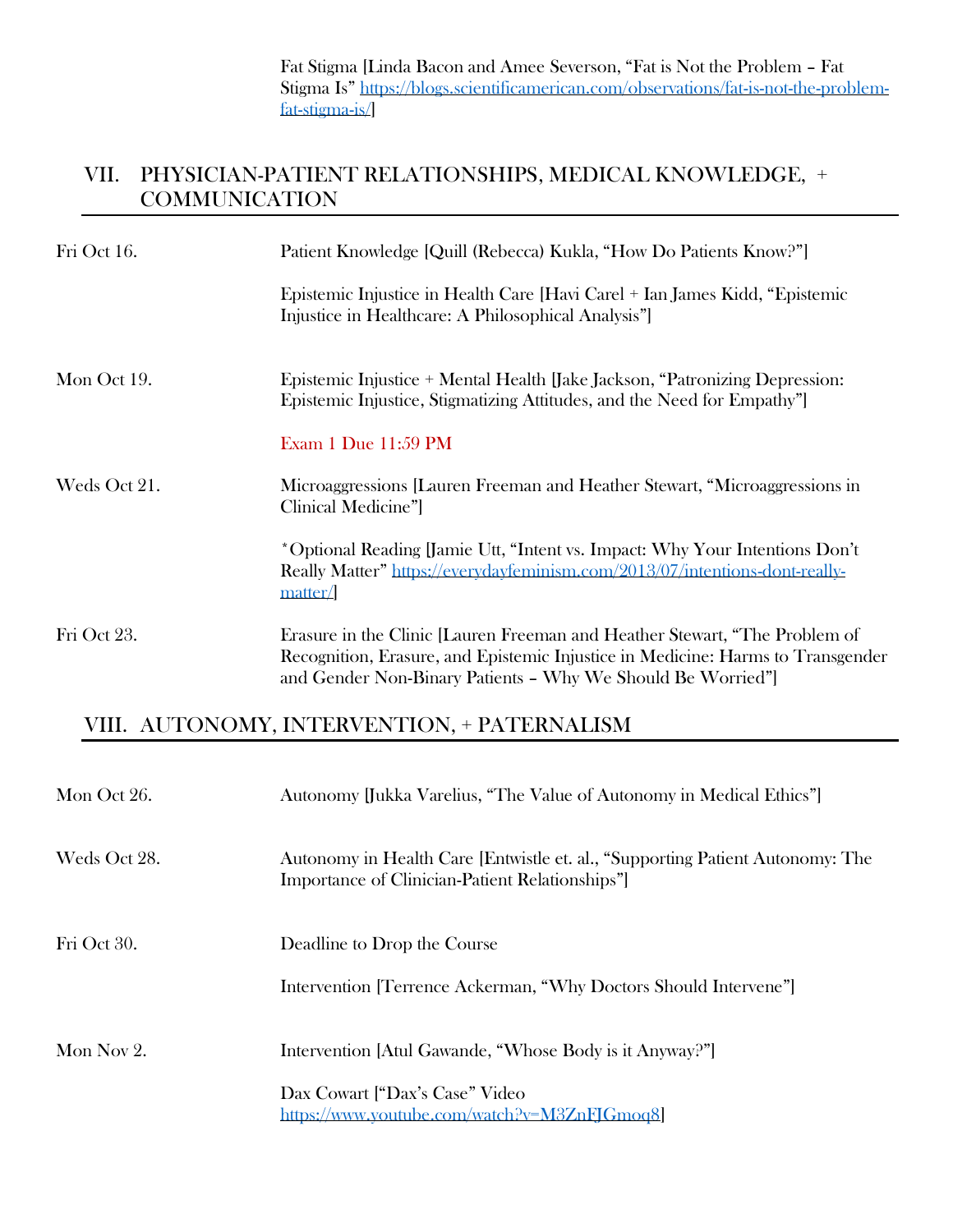Fat Stigma [Linda Bacon and Amee Severson, "Fat is Not the Problem – Fat Stigma Is" https://blogs.scientificamerican.com/observations/fat-is-not-the-problem-fat-stigma-is/]

## VII. PHYSICIAN-PATIENT RELATIONSHIPS, MEDICAL KNOWLEDGE, + COMMUNICATION

| | |
|---|---|
| Fri Oct 16. | Patient Knowledge [Quill (Rebecca) Kukla, "How Do Patients Know?"] |
| | Epistemic Injustice in Health Care [Havi Carel + Ian James Kidd, "Epistemic Injustice in Healthcare: A Philosophical Analysis"] |
| Mon Oct 19. | Epistemic Injustice + Mental Health [Jake Jackson, "Patronizing Depression: Epistemic Injustice, Stigmatizing Attitudes, and the Need for Empathy"] |
| | Exam 1 Due 11:59 PM |
| Weds Oct 21. | Microaggressions [Lauren Freeman and Heather Stewart, "Microaggressions in Clinical Medicine"] |
| | *Optional Reading [Jamie Utt, "Intent vs. Impact: Why Your Intentions Don't Really Matter" https://everydayfeminism.com/2013/07/intentions-dont-really-matter/] |
| Fri Oct 23. | Erasure in the Clinic [Lauren Freeman and Heather Stewart, "The Problem of Recognition, Erasure, and Epistemic Injustice in Medicine: Harms to Transgender and Gender Non-Binary Patients – Why We Should Be Worried"] |

## VIII. AUTONOMY, INTERVENTION, + PATERNALISM

| | |
|---|---|
| Mon Oct 26. | Autonomy [Jukka Varelius, "The Value of Autonomy in Medical Ethics"] |
| Weds Oct 28. | Autonomy in Health Care [Entwistle et. al., "Supporting Patient Autonomy: The Importance of Clinician-Patient Relationships"] |
| Fri Oct 30. | Deadline to Drop the Course |
| | Intervention [Terrence Ackerman, "Why Doctors Should Intervene"] |
| Mon Nov 2. | Intervention [Atul Gawande, "Whose Body is it Anyway?"] |
| | Dax Cowart ["Dax's Case" Video https://www.youtube.com/watch?v=M3ZnFJGmoq8] |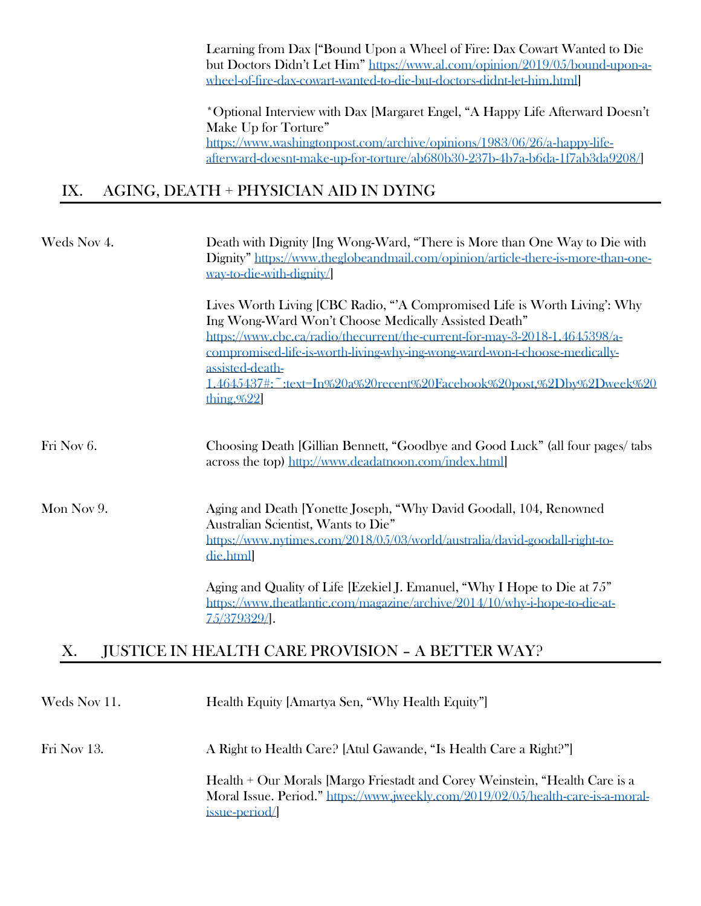Learning from Dax ["Bound Upon a Wheel of Fire: Dax Cowart Wanted to Die but Doctors Didn't Let Him" https://www.al.com/opinion/2019/05/bound-upon-a-wheel-of-fire-dax-cowart-wanted-to-die-but-doctors-didnt-let-him.html]

*Optional Interview with Dax [Margaret Engel, "A Happy Life Afterward Doesn't Make Up for Torture" https://www.washingtonpost.com/archive/opinions/1983/06/26/a-happy-life-afterward-doesnt-make-up-for-torture/ab680b30-237b-4b7a-b6da-1f7ab3da9208/]

## IX. AGING, DEATH + PHYSICIAN AID IN DYING

| | |
|---|---|
| Weds Nov 4. | Death with Dignity [Ing Wong-Ward, "There is More than One Way to Die with Dignity" https://www.theglobeandmail.com/opinion/article-there-is-more-than-one-way-to-die-with-dignity/]<br><br>Lives Worth Living [CBC Radio, "'A Compromised Life is Worth Living': Why Ing Wong-Ward Won't Choose Medically Assisted Death" https://www.cbc.ca/radio/thecurrent/the-current-for-may-3-2018-1.4645398/a-compromised-life-is-worth-living-why-ing-wong-ward-won-t-choose-medically-assisted-death-1.4645437#:~:text=In%20a%20recent%20Facebook%20post,%2Dby%2Dweek%20thing.%22] |
| Fri Nov 6. | Choosing Death [Gillian Bennett, "Goodbye and Good Luck" (all four pages/ tabs across the top) http://www.deadatnoon.com/index.html] |
| Mon Nov 9. | Aging and Death [Yonette Joseph, "Why David Goodall, 104, Renowned Australian Scientist, Wants to Die" https://www.nytimes.com/2018/05/03/world/australia/david-goodall-right-to-die.html]<br><br>Aging and Quality of Life [Ezekiel J. Emanuel, "Why I Hope to Die at 75" https://www.theatlantic.com/magazine/archive/2014/10/why-i-hope-to-die-at-75/379329/]. |

## X. JUSTICE IN HEALTH CARE PROVISION – A BETTER WAY?

| | |
|---|---|
| Weds Nov 11. | Health Equity [Amartya Sen, "Why Health Equity"] |
| Fri Nov 13. | A Right to Health Care? [Atul Gawande, "Is Health Care a Right?"]<br><br>Health + Our Morals [Margo Friestadt and Corey Weinstein, "Health Care is a Moral Issue. Period." https://www.jweekly.com/2019/02/05/health-care-is-a-moral-issue-period/] |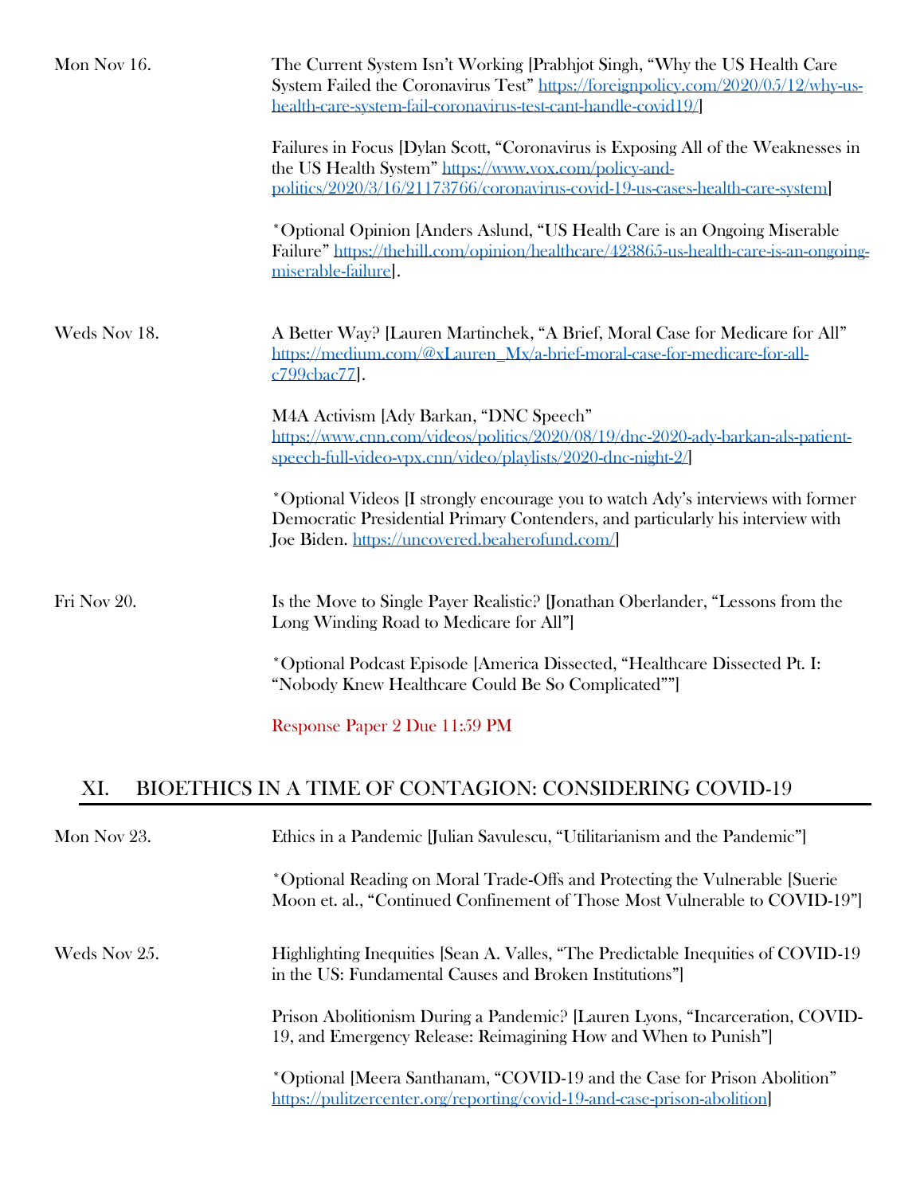Mon Nov 16. The Current System Isn't Working [Prabhjot Singh, "Why the US Health Care System Failed the Coronavirus Test" https://foreignpolicy.com/2020/05/12/why-us-health-care-system-fail-coronavirus-test-cant-handle-covid19/]

Failures in Focus [Dylan Scott, "Coronavirus is Exposing All of the Weaknesses in the US Health System" https://www.vox.com/policy-and-politics/2020/3/16/21173766/coronavirus-covid-19-us-cases-health-care-system]

*Optional Opinion [Anders Aslund, "US Health Care is an Ongoing Miserable Failure" https://thehill.com/opinion/healthcare/423865-us-health-care-is-an-ongoing-miserable-failure].

Weds Nov 18. A Better Way? [Lauren Martinchek, "A Brief, Moral Case for Medicare for All" https://medium.com/@xLauren_Mx/a-brief-moral-case-for-medicare-for-all-c799cbac77].

M4A Activism [Ady Barkan, "DNC Speech" https://www.cnn.com/videos/politics/2020/08/19/dnc-2020-ady-barkan-als-patient-speech-full-video-vpx.cnn/video/playlists/2020-dnc-night-2/]

*Optional Videos [I strongly encourage you to watch Ady's interviews with former Democratic Presidential Primary Contenders, and particularly his interview with Joe Biden. https://uncovered.beaherofund.com/]

Fri Nov 20. Is the Move to Single Payer Realistic? [Jonathan Oberlander, "Lessons from the Long Winding Road to Medicare for All"]

*Optional Podcast Episode [America Dissected, "Healthcare Dissected Pt. I: "Nobody Knew Healthcare Could Be So Complicated""]

Response Paper 2 Due 11:59 PM

## XI. BIOETHICS IN A TIME OF CONTAGION: CONSIDERING COVID-19

Mon Nov 23. Ethics in a Pandemic [Julian Savulescu, "Utilitarianism and the Pandemic"]

*Optional Reading on Moral Trade-Offs and Protecting the Vulnerable [Suerie Moon et. al., "Continued Confinement of Those Most Vulnerable to COVID-19"]

Weds Nov 25. Highlighting Inequities [Sean A. Valles, "The Predictable Inequities of COVID-19 in the US: Fundamental Causes and Broken Institutions"]

Prison Abolitionism During a Pandemic? [Lauren Lyons, "Incarceration, COVID-19, and Emergency Release: Reimagining How and When to Punish"]

*Optional [Meera Santhanam, "COVID-19 and the Case for Prison Abolition" https://pulitzercenter.org/reporting/covid-19-and-case-prison-abolition]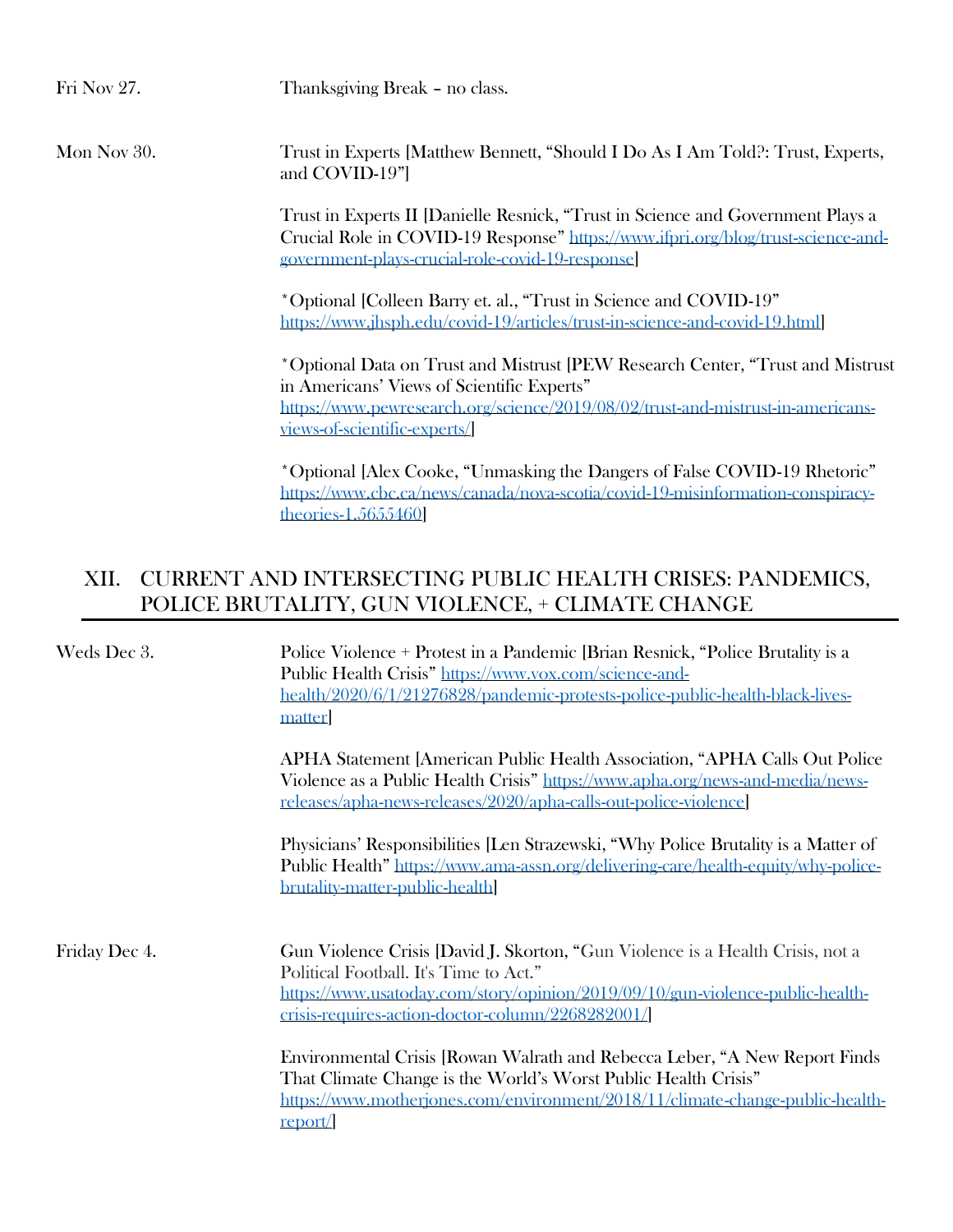Fri Nov 27. Thanksgiving Break – no class.

Mon Nov 30. Trust in Experts [Matthew Bennett, "Should I Do As I Am Told?: Trust, Experts, and COVID-19"]

Trust in Experts II [Danielle Resnick, "Trust in Science and Government Plays a Crucial Role in COVID-19 Response" https://www.ifpri.org/blog/trust-science-and-government-plays-crucial-role-covid-19-response]

*Optional [Colleen Barry et. al., "Trust in Science and COVID-19" https://www.jhsph.edu/covid-19/articles/trust-in-science-and-covid-19.html]

*Optional Data on Trust and Mistrust [PEW Research Center, "Trust and Mistrust in Americans' Views of Scientific Experts" https://www.pewresearch.org/science/2019/08/02/trust-and-mistrust-in-americans-views-of-scientific-experts/]

*Optional [Alex Cooke, "Unmasking the Dangers of False COVID-19 Rhetoric" https://www.cbc.ca/news/canada/nova-scotia/covid-19-misinformation-conspiracy-theories-1.5655460]

## XII. CURRENT AND INTERSECTING PUBLIC HEALTH CRISES: PANDEMICS, POLICE BRUTALITY, GUN VIOLENCE, + CLIMATE CHANGE

Weds Dec 3. Police Violence + Protest in a Pandemic [Brian Resnick, "Police Brutality is a Public Health Crisis" https://www.vox.com/science-and-health/2020/6/1/21276828/pandemic-protests-police-public-health-black-lives-matter]

APHA Statement [American Public Health Association, "APHA Calls Out Police Violence as a Public Health Crisis" https://www.apha.org/news-and-media/news-releases/apha-news-releases/2020/apha-calls-out-police-violence]

Physicians' Responsibilities [Len Strazewski, "Why Police Brutality is a Matter of Public Health" https://www.ama-assn.org/delivering-care/health-equity/why-police-brutality-matter-public-health]

Friday Dec 4. Gun Violence Crisis [David J. Skorton, "Gun Violence is a Health Crisis, not a Political Football. It's Time to Act." https://www.usatoday.com/story/opinion/2019/09/10/gun-violence-public-health-crisis-requires-action-doctor-column/2268282001/]

Environmental Crisis [Rowan Walrath and Rebecca Leber, "A New Report Finds That Climate Change is the World's Worst Public Health Crisis" https://www.motherjones.com/environment/2018/11/climate-change-public-health-report/]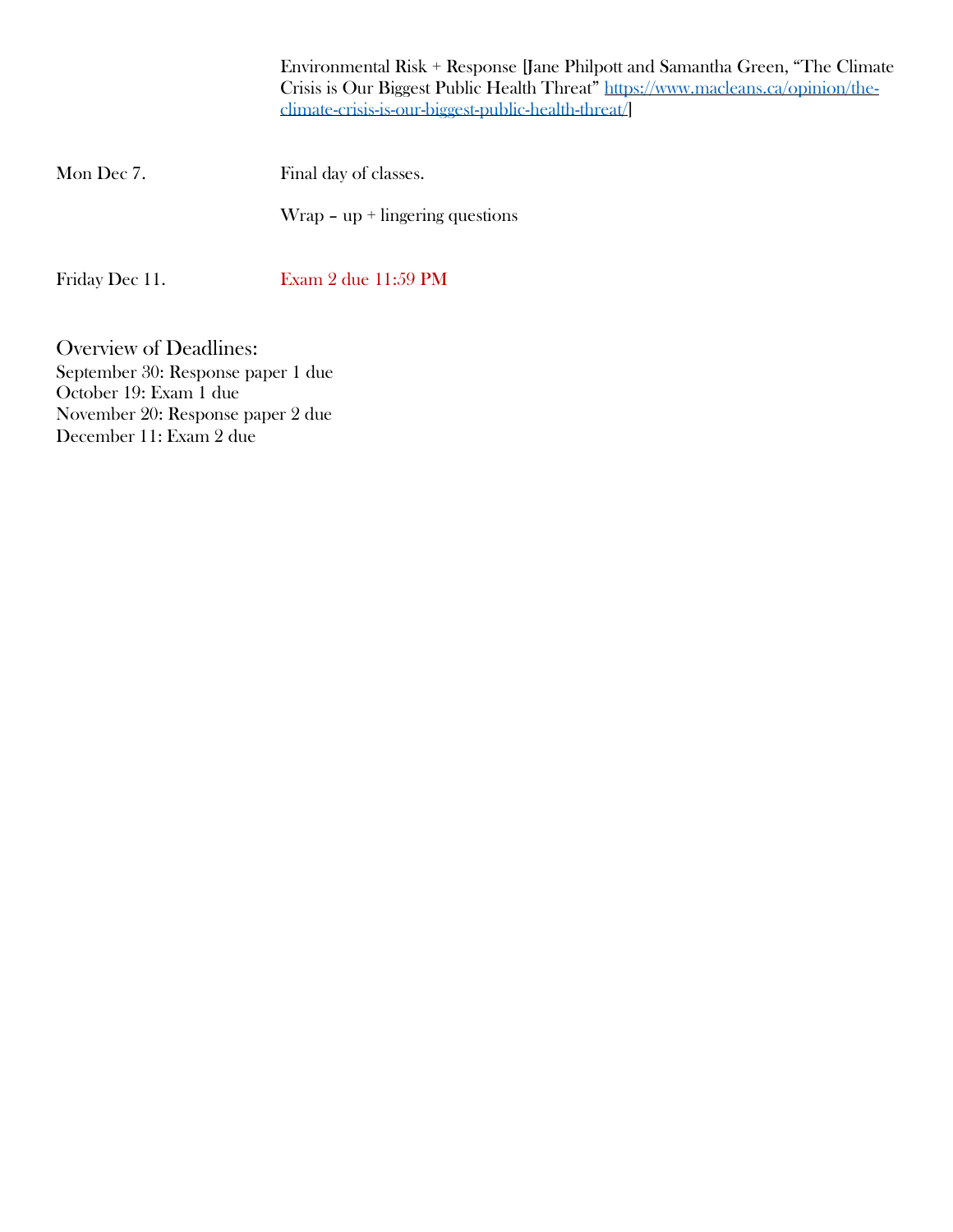| | |
|---|---|
| | Environmental Risk + Response [Jane Philpott and Samantha Green, "The Climate Crisis is Our Biggest Public Health Threat" https://www.macleans.ca/opinion/the-climate-crisis-is-our-biggest-public-health-threat/] |
| Mon Dec 7. | Final day of classes.<br><br>Wrap – up + lingering questions |
| Friday Dec 11. | Exam 2 due 11:59 PM |

## Overview of Deadlines:

September 30: Response paper 1 due
October 19: Exam 1 due
November 20: Response paper 2 due
December 11: Exam 2 due